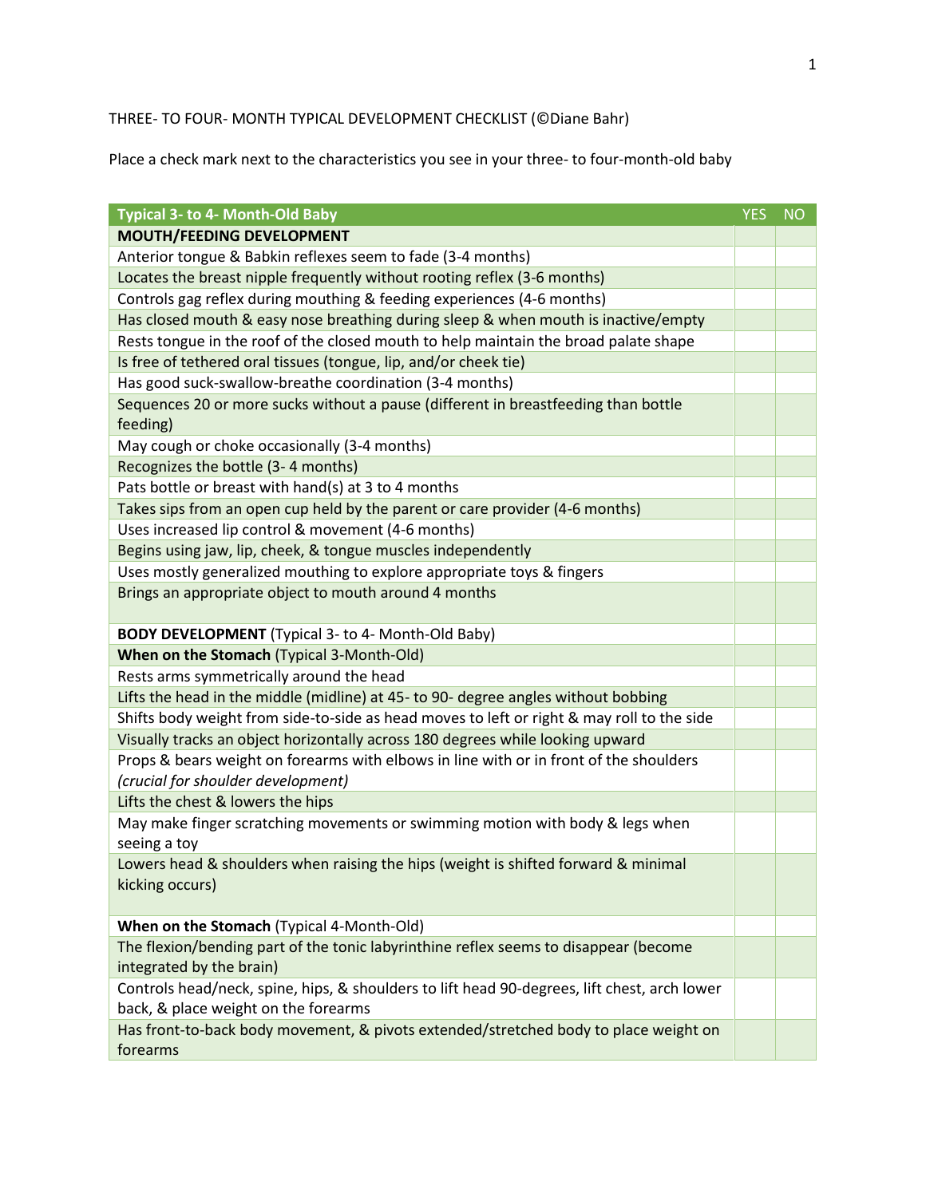THREE- TO FOUR- MONTH TYPICAL DEVELOPMENT CHECKLIST (©Diane Bahr)

Place a check mark next to the characteristics you see in your three- to four-month-old baby

| Typical 3- to 4- Month-Old Baby | YES | NO |
|---|---|---|
| **MOUTH/FEEDING DEVELOPMENT** | | |
| Anterior tongue & Babkin reflexes seem to fade (3-4 months) | | |
| Locates the breast nipple frequently without rooting reflex (3-6 months) | | |
| Controls gag reflex during mouthing & feeding experiences (4-6 months) | | |
| Has closed mouth & easy nose breathing during sleep & when mouth is inactive/empty | | |
| Rests tongue in the roof of the closed mouth to help maintain the broad palate shape | | |
| Is free of tethered oral tissues (tongue, lip, and/or cheek tie) | | |
| Has good suck-swallow-breathe coordination (3-4 months) | | |
| Sequences 20 or more sucks without a pause (different in breastfeeding than bottle feeding) | | |
| May cough or choke occasionally (3-4 months) | | |
| Recognizes the bottle (3- 4 months) | | |
| Pats bottle or breast with hand(s) at 3 to 4 months | | |
| Takes sips from an open cup held by the parent or care provider (4-6 months) | | |
| Uses increased lip control & movement (4-6 months) | | |
| Begins using jaw, lip, cheek, & tongue muscles independently | | |
| Uses mostly generalized mouthing to explore appropriate toys & fingers | | |
| Brings an appropriate object to mouth around 4 months | | |
| **BODY DEVELOPMENT** (Typical 3- to 4- Month-Old Baby) | | |
| **When on the Stomach** (Typical 3-Month-Old) | | |
| Rests arms symmetrically around the head | | |
| Lifts the head in the middle (midline) at 45- to 90- degree angles without bobbing | | |
| Shifts body weight from side-to-side as head moves to left or right & may roll to the side | | |
| Visually tracks an object horizontally across 180 degrees while looking upward | | |
| Props & bears weight on forearms with elbows in line with or in front of the shoulders *(crucial for shoulder development)* | | |
| Lifts the chest & lowers the hips | | |
| May make finger scratching movements or swimming motion with body & legs when seeing a toy | | |
| Lowers head & shoulders when raising the hips (weight is shifted forward & minimal kicking occurs) | | |
| **When on the Stomach** (Typical 4-Month-Old) | | |
| The flexion/bending part of the tonic labyrinthine reflex seems to disappear (become integrated by the brain) | | |
| Controls head/neck, spine, hips, & shoulders to lift head 90-degrees, lift chest, arch lower back, & place weight on the forearms | | |
| Has front-to-back body movement, & pivots extended/stretched body to place weight on forearms | | |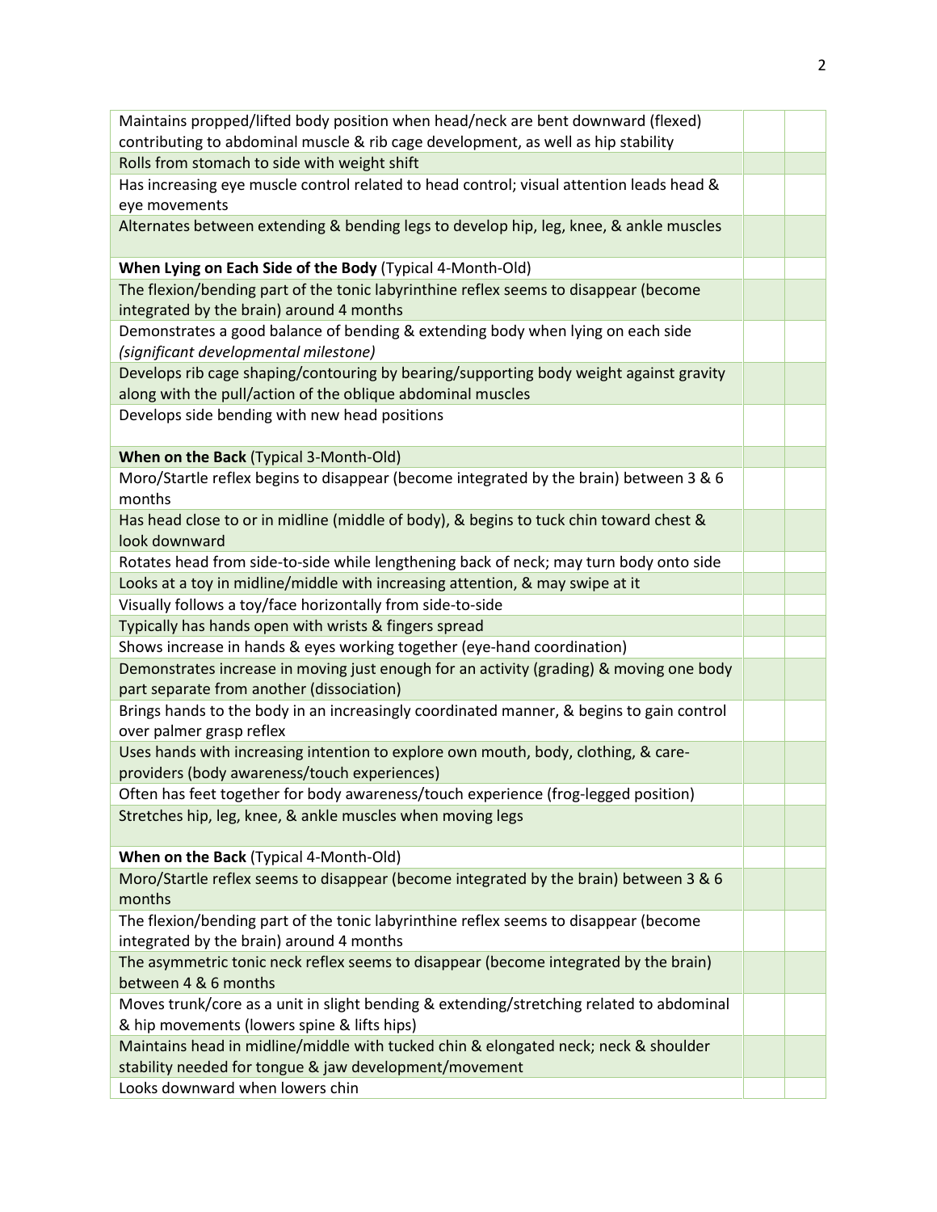| | | |
|---|---|---|
| Maintains propped/lifted body position when head/neck are bent downward (flexed) contributing to abdominal muscle & rib cage development, as well as hip stability | | |
| Rolls from stomach to side with weight shift | | |
| Has increasing eye muscle control related to head control; visual attention leads head & eye movements | | |
| Alternates between extending & bending legs to develop hip, leg, knee, & ankle muscles | | |
| **When Lying on Each Side of the Body** (Typical 4-Month-Old) | | |
| The flexion/bending part of the tonic labyrinthine reflex seems to disappear (become integrated by the brain) around 4 months | | |
| Demonstrates a good balance of bending & extending body when lying on each side *(significant developmental milestone)* | | |
| Develops rib cage shaping/contouring by bearing/supporting body weight against gravity along with the pull/action of the oblique abdominal muscles | | |
| Develops side bending with new head positions | | |
| **When on the Back** (Typical 3-Month-Old) | | |
| Moro/Startle reflex begins to disappear (become integrated by the brain) between 3 & 6 months | | |
| Has head close to or in midline (middle of body), & begins to tuck chin toward chest & look downward | | |
| Rotates head from side-to-side while lengthening back of neck; may turn body onto side | | |
| Looks at a toy in midline/middle with increasing attention, & may swipe at it | | |
| Visually follows a toy/face horizontally from side-to-side | | |
| Typically has hands open with wrists & fingers spread | | |
| Shows increase in hands & eyes working together (eye-hand coordination) | | |
| Demonstrates increase in moving just enough for an activity (grading) & moving one body part separate from another (dissociation) | | |
| Brings hands to the body in an increasingly coordinated manner, & begins to gain control over palmer grasp reflex | | |
| Uses hands with increasing intention to explore own mouth, body, clothing, & care-providers (body awareness/touch experiences) | | |
| Often has feet together for body awareness/touch experience (frog-legged position) | | |
| Stretches hip, leg, knee, & ankle muscles when moving legs | | |
| **When on the Back** (Typical 4-Month-Old) | | |
| Moro/Startle reflex seems to disappear (become integrated by the brain) between 3 & 6 months | | |
| The flexion/bending part of the tonic labyrinthine reflex seems to disappear (become integrated by the brain) around 4 months | | |
| The asymmetric tonic neck reflex seems to disappear (become integrated by the brain) between 4 & 6 months | | |
| Moves trunk/core as a unit in slight bending & extending/stretching related to abdominal & hip movements (lowers spine & lifts hips) | | |
| Maintains head in midline/middle with tucked chin & elongated neck; neck & shoulder stability needed for tongue & jaw development/movement | | |
| Looks downward when lowers chin | | |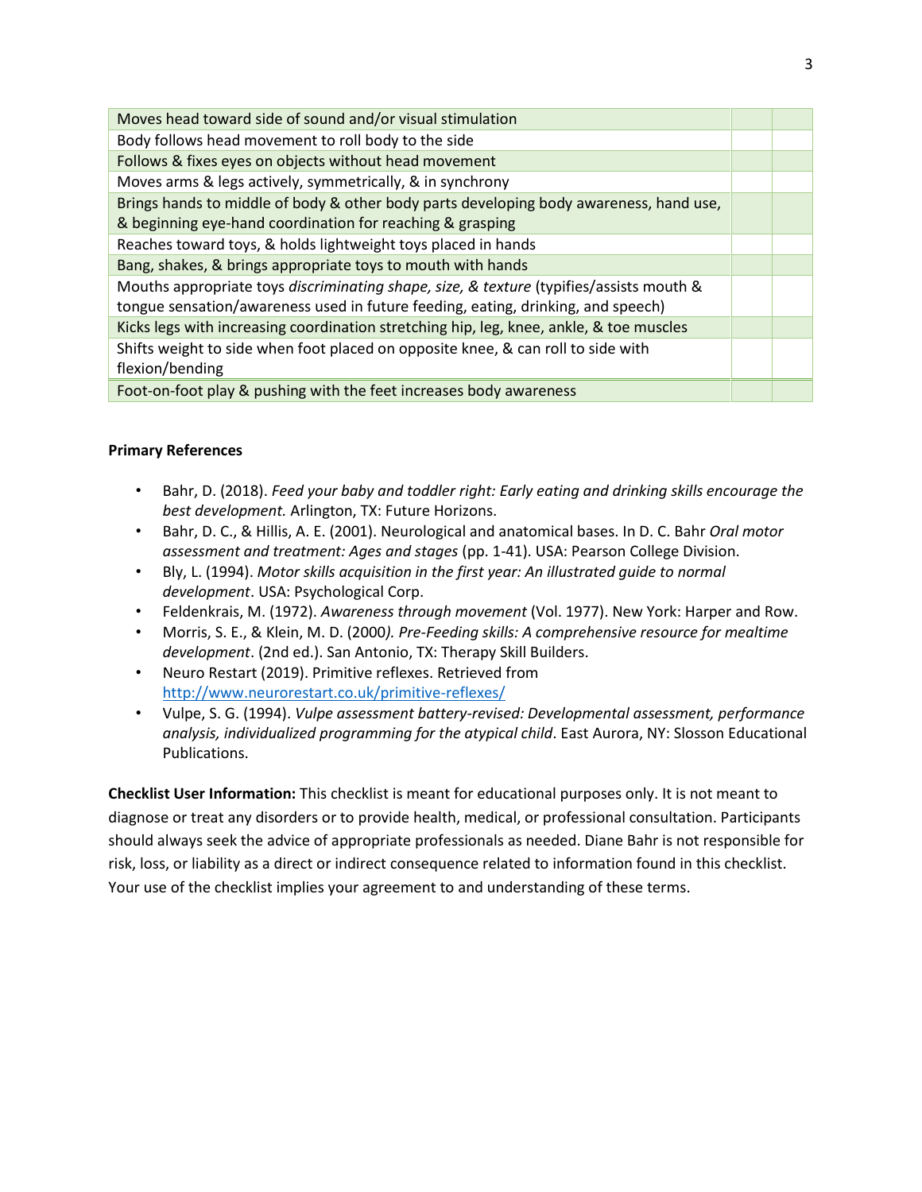| | | |
|---|---|---|
| Moves head toward side of sound and/or visual stimulation | | |
| Body follows head movement to roll body to the side | | |
| Follows & fixes eyes on objects without head movement | | |
| Moves arms & legs actively, symmetrically, & in synchrony | | |
| Brings hands to middle of body & other body parts developing body awareness, hand use, & beginning eye-hand coordination for reaching & grasping | | |
| Reaches toward toys, & holds lightweight toys placed in hands | | |
| Bang, shakes, & brings appropriate toys to mouth with hands | | |
| Mouths appropriate toys *discriminating shape, size, & texture* (typifies/assists mouth & tongue sensation/awareness used in future feeding, eating, drinking, and speech) | | |
| Kicks legs with increasing coordination stretching hip, leg, knee, ankle, & toe muscles | | |
| Shifts weight to side when foot placed on opposite knee, & can roll to side with flexion/bending | | |
| Foot-on-foot play & pushing with the feet increases body awareness | | |

**Primary References**

- Bahr, D. (2018). *Feed your baby and toddler right: Early eating and drinking skills encourage the best development.* Arlington, TX: Future Horizons.
- Bahr, D. C., & Hillis, A. E. (2001). Neurological and anatomical bases. In D. C. Bahr *Oral motor assessment and treatment: Ages and stages* (pp. 1-41). USA: Pearson College Division.
- Bly, L. (1994). *Motor skills acquisition in the first year: An illustrated guide to normal development*. USA: Psychological Corp.
- Feldenkrais, M. (1972). *Awareness through movement* (Vol. 1977). New York: Harper and Row.
- Morris, S. E., & Klein, M. D. (2000*). Pre-Feeding skills: A comprehensive resource for mealtime development*. (2nd ed.). San Antonio, TX: Therapy Skill Builders.
- Neuro Restart (2019). Primitive reflexes. Retrieved from http://www.neurorestart.co.uk/primitive-reflexes/
- Vulpe, S. G. (1994). *Vulpe assessment battery-revised: Developmental assessment, performance analysis, individualized programming for the atypical child*. East Aurora, NY: Slosson Educational Publications.

**Checklist User Information:** This checklist is meant for educational purposes only. It is not meant to diagnose or treat any disorders or to provide health, medical, or professional consultation. Participants should always seek the advice of appropriate professionals as needed. Diane Bahr is not responsible for risk, loss, or liability as a direct or indirect consequence related to information found in this checklist. Your use of the checklist implies your agreement to and understanding of these terms.